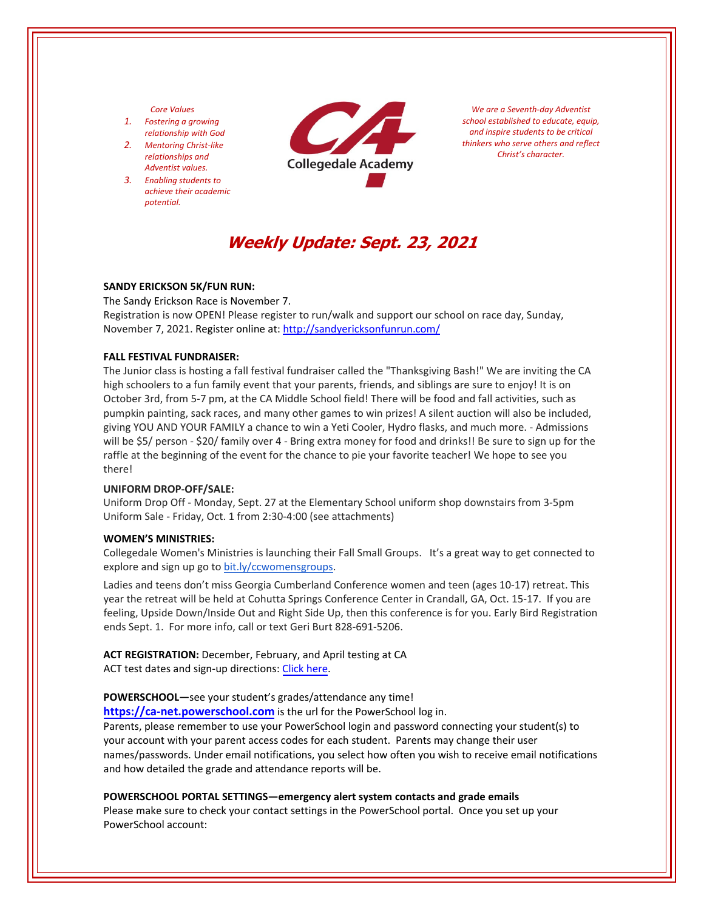*Core Values*

1. *Fostering a growing relationship with God*
2. *Mentoring Christ-like relationships and Adventist values.*
3. *Enabling students to achieve their academic potential.*

Collegedale Academy

*We are a Seventh-day Adventist school established to educate, equip, and inspire students to be critical thinkers who serve others and reflect Christ's character.*

# Weekly Update: Sept. 23, 2021

**SANDY ERICKSON 5K/FUN RUN:**

The Sandy Erickson Race is November 7.

Registration is now OPEN! Please register to run/walk and support our school on race day, Sunday, November 7, 2021. Register online at: http://sandyericksonfunrun.com/

**FALL FESTIVAL FUNDRAISER:**

The Junior class is hosting a fall festival fundraiser called the "Thanksgiving Bash!" We are inviting the CA high schoolers to a fun family event that your parents, friends, and siblings are sure to enjoy! It is on October 3rd, from 5-7 pm, at the CA Middle School field! There will be food and fall activities, such as pumpkin painting, sack races, and many other games to win prizes! A silent auction will also be included, giving YOU AND YOUR FAMILY a chance to win a Yeti Cooler, Hydro flasks, and much more. - Admissions will be $5/ person - $20/ family over 4 - Bring extra money for food and drinks!! Be sure to sign up for the raffle at the beginning of the event for the chance to pie your favorite teacher! We hope to see you there!

**UNIFORM DROP-OFF/SALE:**

Uniform Drop Off - Monday, Sept. 27 at the Elementary School uniform shop downstairs from 3-5pm
Uniform Sale - Friday, Oct. 1 from 2:30-4:00 (see attachments)

**WOMEN'S MINISTRIES:**

Collegedale Women's Ministries is launching their Fall Small Groups. It's a great way to get connected to explore and sign up go to bit.ly/ccwomensgroups.

Ladies and teens don't miss Georgia Cumberland Conference women and teen (ages 10-17) retreat. This year the retreat will be held at Cohutta Springs Conference Center in Crandall, GA, Oct. 15-17. If you are feeling, Upside Down/Inside Out and Right Side Up, then this conference is for you. Early Bird Registration ends Sept. 1. For more info, call or text Geri Burt 828-691-5206.

**ACT REGISTRATION:** December, February, and April testing at CA
ACT test dates and sign-up directions: Click here.

**POWERSCHOOL—**see your student's grades/attendance any time!

**https://ca-net.powerschool.com** is the url for the PowerSchool log in.

Parents, please remember to use your PowerSchool login and password connecting your student(s) to your account with your parent access codes for each student. Parents may change their user names/passwords. Under email notifications, you select how often you wish to receive email notifications and how detailed the grade and attendance reports will be.

**POWERSCHOOL PORTAL SETTINGS—emergency alert system contacts and grade emails**

Please make sure to check your contact settings in the PowerSchool portal. Once you set up your PowerSchool account: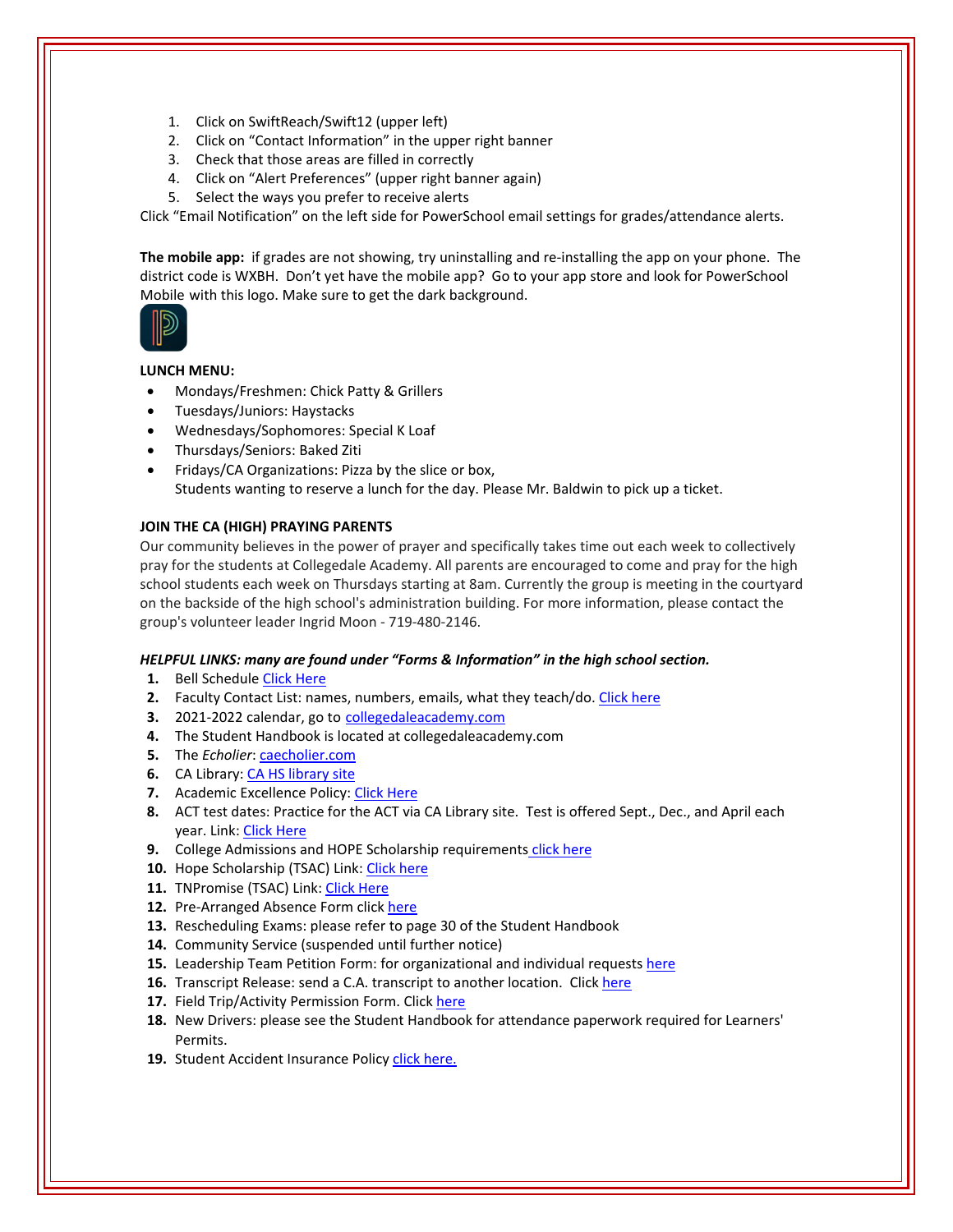1. Click on SwiftReach/Swift12 (upper left)
2. Click on "Contact Information" in the upper right banner
3. Check that those areas are filled in correctly
4. Click on "Alert Preferences" (upper right banner again)
5. Select the ways you prefer to receive alerts

Click "Email Notification" on the left side for PowerSchool email settings for grades/attendance alerts.

**The mobile app:** if grades are not showing, try uninstalling and re-installing the app on your phone. The district code is WXBH. Don't yet have the mobile app? Go to your app store and look for PowerSchool Mobile with this logo. Make sure to get the dark background.

**LUNCH MENU:**

- Mondays/Freshmen: Chick Patty & Grillers
- Tuesdays/Juniors: Haystacks
- Wednesdays/Sophomores: Special K Loaf
- Thursdays/Seniors: Baked Ziti
- Fridays/CA Organizations: Pizza by the slice or box,
  Students wanting to reserve a lunch for the day. Please Mr. Baldwin to pick up a ticket.

**JOIN THE CA (HIGH) PRAYING PARENTS**

Our community believes in the power of prayer and specifically takes time out each week to collectively pray for the students at Collegedale Academy. All parents are encouraged to come and pray for the high school students each week on Thursdays starting at 8am. Currently the group is meeting in the courtyard on the backside of the high school's administration building. For more information, please contact the group's volunteer leader Ingrid Moon - 719-480-2146.

***HELPFUL LINKS: many are found under "Forms & Information" in the high school section.***

1. Bell Schedule Click Here
2. Faculty Contact List: names, numbers, emails, what they teach/do. Click here
3. 2021-2022 calendar, go to collegedaleacademy.com
4. The Student Handbook is located at collegedaleacademy.com
5. The *Echolier*: caecholier.com
6. CA Library: CA HS library site
7. Academic Excellence Policy: Click Here
8. ACT test dates: Practice for the ACT via CA Library site. Test is offered Sept., Dec., and April each year. Link: Click Here
9. College Admissions and HOPE Scholarship requirements click here
10. Hope Scholarship (TSAC) Link: Click here
11. TNPromise (TSAC) Link: Click Here
12. Pre-Arranged Absence Form click here
13. Rescheduling Exams: please refer to page 30 of the Student Handbook
14. Community Service (suspended until further notice)
15. Leadership Team Petition Form: for organizational and individual requests here
16. Transcript Release: send a C.A. transcript to another location. Click here
17. Field Trip/Activity Permission Form. Click here
18. New Drivers: please see the Student Handbook for attendance paperwork required for Learners' Permits.
19. Student Accident Insurance Policy click here.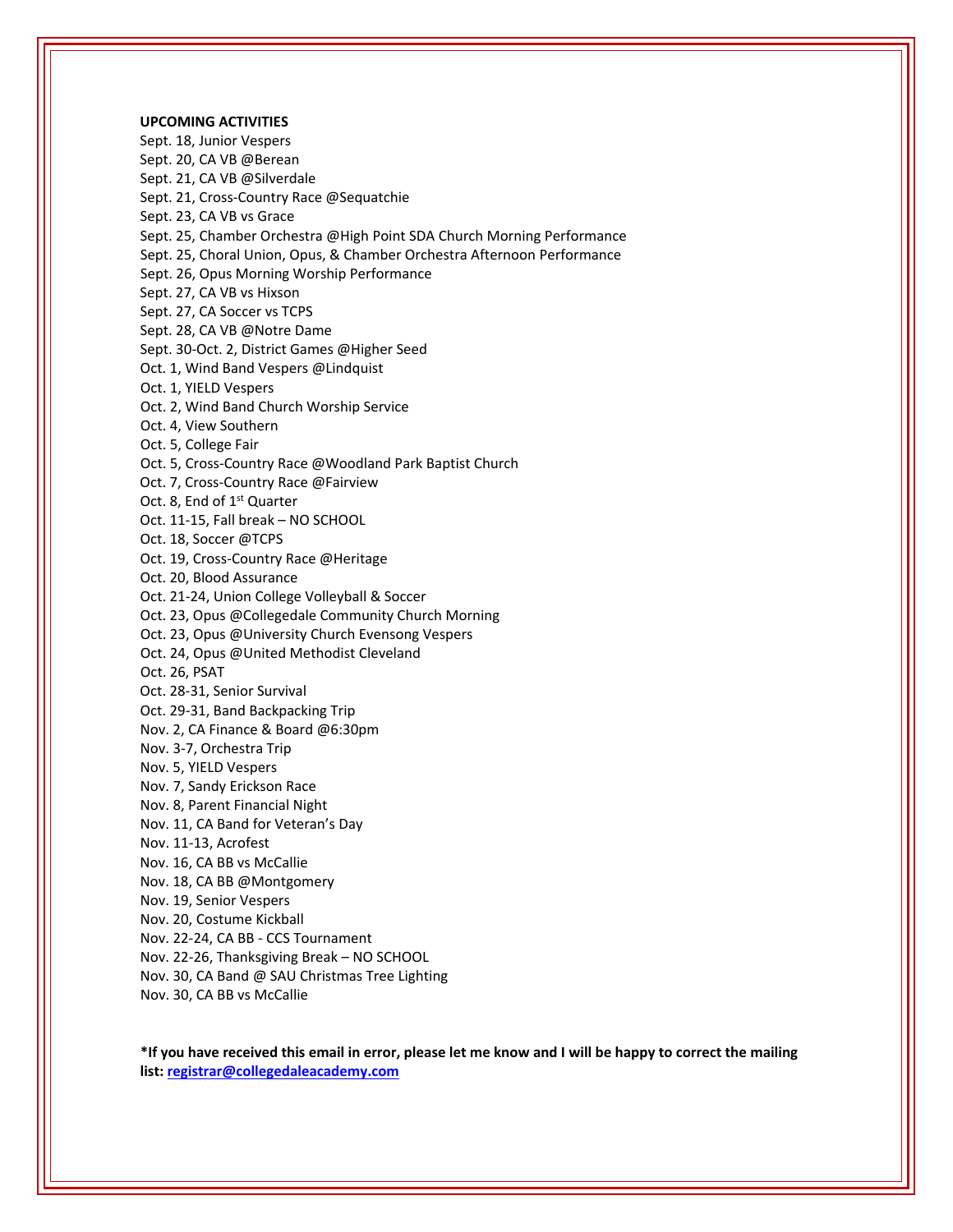**UPCOMING ACTIVITIES**

Sept. 18, Junior Vespers
Sept. 20, CA VB @Berean
Sept. 21, CA VB @Silverdale
Sept. 21, Cross-Country Race @Sequatchie
Sept. 23, CA VB vs Grace
Sept. 25, Chamber Orchestra @High Point SDA Church Morning Performance
Sept. 25, Choral Union, Opus, & Chamber Orchestra Afternoon Performance
Sept. 26, Opus Morning Worship Performance
Sept. 27, CA VB vs Hixson
Sept. 27, CA Soccer vs TCPS
Sept. 28, CA VB @Notre Dame
Sept. 30-Oct. 2, District Games @Higher Seed
Oct. 1, Wind Band Vespers @Lindquist
Oct. 1, YIELD Vespers
Oct. 2, Wind Band Church Worship Service
Oct. 4, View Southern
Oct. 5, College Fair
Oct. 5, Cross-Country Race @Woodland Park Baptist Church
Oct. 7, Cross-Country Race @Fairview
Oct. 8, End of 1st Quarter
Oct. 11-15, Fall break – NO SCHOOL
Oct. 18, Soccer @TCPS
Oct. 19, Cross-Country Race @Heritage
Oct. 20, Blood Assurance
Oct. 21-24, Union College Volleyball & Soccer
Oct. 23, Opus @Collegedale Community Church Morning
Oct. 23, Opus @University Church Evensong Vespers
Oct. 24, Opus @United Methodist Cleveland
Oct. 26, PSAT
Oct. 28-31, Senior Survival
Oct. 29-31, Band Backpacking Trip
Nov. 2, CA Finance & Board @6:30pm
Nov. 3-7, Orchestra Trip
Nov. 5, YIELD Vespers
Nov. 7, Sandy Erickson Race
Nov. 8, Parent Financial Night
Nov. 11, CA Band for Veteran's Day
Nov. 11-13, Acrofest
Nov. 16, CA BB vs McCallie
Nov. 18, CA BB @Montgomery
Nov. 19, Senior Vespers
Nov. 20, Costume Kickball
Nov. 22-24, CA BB - CCS Tournament
Nov. 22-26, Thanksgiving Break – NO SCHOOL
Nov. 30, CA Band @ SAU Christmas Tree Lighting
Nov. 30, CA BB vs McCallie

**\*If you have received this email in error, please let me know and I will be happy to correct the mailing list: registrar@collegedaleacademy.com**